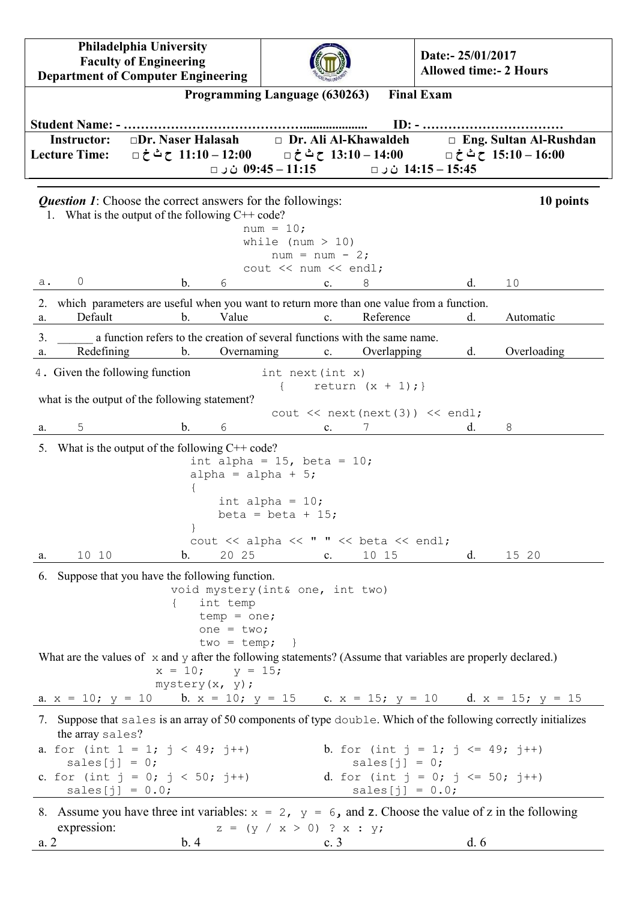| Philadelphia University<br>Faculty of Engineering<br>Department of Computer Engineering | | Date:- 25/01/2017<br>Allowed time:- 2 Hours |
|---|---|---|

**Programming Language (630263)     Final Exam**

**Student Name: - ……………………………………..................    ID: - ……………………………**

**Instructor:** □Dr. Naser Halasah    □ Dr. Ali Al-Khawaldeh    □ Eng. Sultan Al-Rushdan

**Lecture Time:** □ ح ث خ 11:10 – 12:00    □ ح ث خ 13:10 – 14:00    □ ح ث خ 15:10 – 16:00

□ ن ر 09:45 – 11:15    □ ن ر 14:15 – 15:45

***Question 1***: Choose the correct answers for the followings: **10 points**

1. What is the output of the following C++ code?

```
num = 10;
while (num > 10)
    num = num - 2;
cout << num << endl;
```

a. 0    b. 6    c. 8    d. 10

2. which parameters are useful when you want to return more than one value from a function.

a. Default    b. Value    c. Reference    d. Automatic

3. ______ a function refers to the creation of several functions with the same name.

a. Redefining    b. Overnaming    c. Overlapping    d. Overloading

4. Given the following function

```
int next(int x)
{    return (x + 1);}
```

what is the output of the following statement?

```
cout << next(next(3)) << endl;
```

a. 5    b. 6    c. 7    d. 8

5. What is the output of the following C++ code?

```
int alpha = 15, beta = 10;
alpha = alpha + 5;
{
    int alpha = 10;
    beta = beta + 15;
}
cout << alpha << " " << beta << endl;
```

a. 10 10    b. 20 25    c. 10 15    d. 15 20

6. Suppose that you have the following function.

```
void mystery(int& one, int two)
{   int temp
    temp = one;
    one = two;
    two = temp;  }
```

What are the values of x and y after the following statements? (Assume that variables are properly declared.)

```
x = 10;    y = 15;
mystery(x, y);
```

a. `x = 10; y = 10`    b. `x = 10; y = 15`    c. `x = 15; y = 10`    d. `x = 15; y = 15`

7. Suppose that sales is an array of 50 components of type double. Which of the following correctly initializes the array sales?

a.
```
for (int 1 = 1; j < 49; j++)
    sales[j] = 0;
```

b.
```
for (int j = 1; j <= 49; j++)
    sales[j] = 0;
```

c.
```
for (int j = 0; j < 50; j++)
    sales[j] = 0.0;
```

d.
```
for (int j = 0; j <= 50; j++)
    sales[j] = 0.0;
```

8. Assume you have three int variables: `x = 2, y = 6`, and z. Choose the value of z in the following expression:

```
z = (y / x > 0) ? x : y;
```

a. 2    b. 4    c. 3    d. 6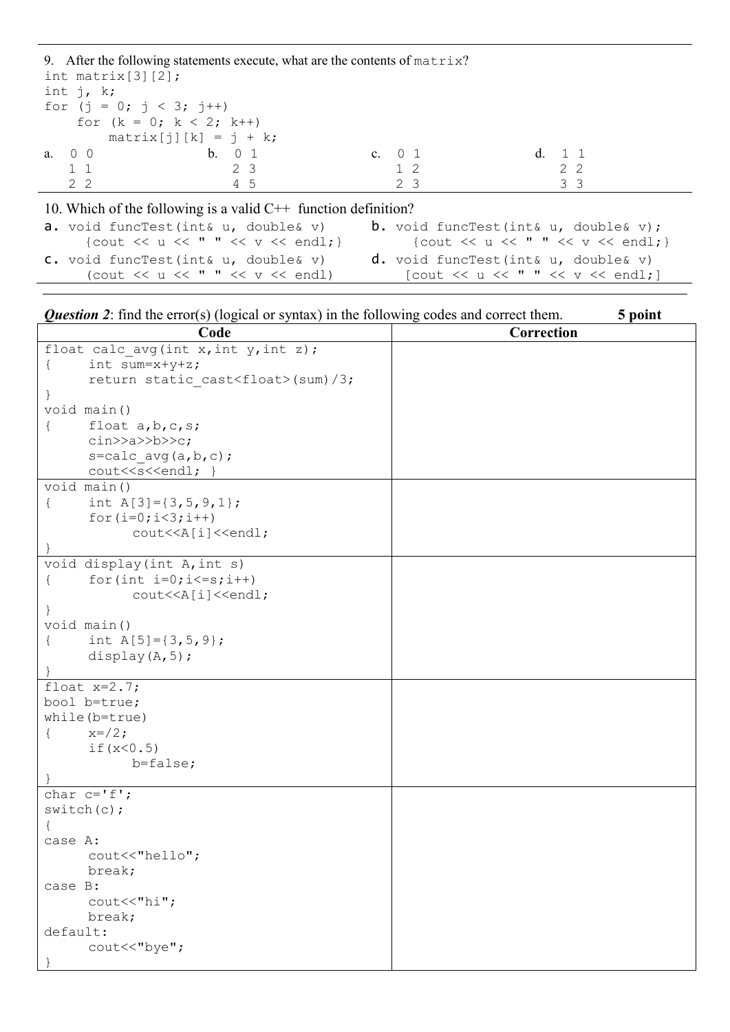9. After the following statements execute, what are the contents of `matrix`?

```
int matrix[3][2];
int j, k;
for (j = 0; j < 3; j++)
    for (k = 0; k < 2; k++)
        matrix[j][k] = j + k;
```

a.
```
0 0
1 1
2 2
```
b.
```
0 1
2 3
4 5
```
c.
```
0 1
1 2
2 3
```
d.
```
1 1
2 2
3 3
```

10. Which of the following is a valid C++ function definition?

a.
```
void funcTest(int& u, double& v)
  {cout << u << " " << v << endl;}
```
b.
```
void funcTest(int& u, double& v);
  {cout << u << " " << v << endl;}
```
c.
```
void funcTest(int& u, double& v)
  (cout << u << " " << v << endl)
```
d.
```
void funcTest(int& u, double& v)
  [cout << u << " " << v << endl;]
```

***Question 2***: find the error(s) (logical or syntax) in the following codes and correct them. **5 point**

| Code | Correction |
|---|---|
| `float calc_avg(int x,int y,int z);`<br>`{    int sum=x+y+z;`<br>`     return static_cast<float>(sum)/3;`<br>`}`<br>`void main()`<br>`{    float a,b,c,s;`<br>`     cin>>a>>b>>c;`<br>`     s=calc_avg(a,b,c);`<br>`     cout<<s<<endl; }` | |
| `void main()`<br>`{    int A[3]={3,5,9,1};`<br>`     for(i=0;i<3;i++)`<br>`          cout<<A[i]<<endl;`<br>`}` | |
| `void display(int A,int s)`<br>`{    for(int i=0;i<=s;i++)`<br>`          cout<<A[i]<<endl;`<br>`}`<br>`void main()`<br>`{    int A[5]={3,5,9};`<br>`     display(A,5);`<br>`}` | |
| `float x=2.7;`<br>`bool b=true;`<br>`while(b=true)`<br>`{    x=/2;`<br>`     if(x<0.5)`<br>`          b=false;`<br>`}` | |
| `char c='f';`<br>`switch(c);`<br>`{`<br>`case A:`<br>`     cout<<"hello";`<br>`     break;`<br>`case B:`<br>`     cout<<"hi";`<br>`     break;`<br>`default:`<br>`     cout<<"bye";`<br>`}` | |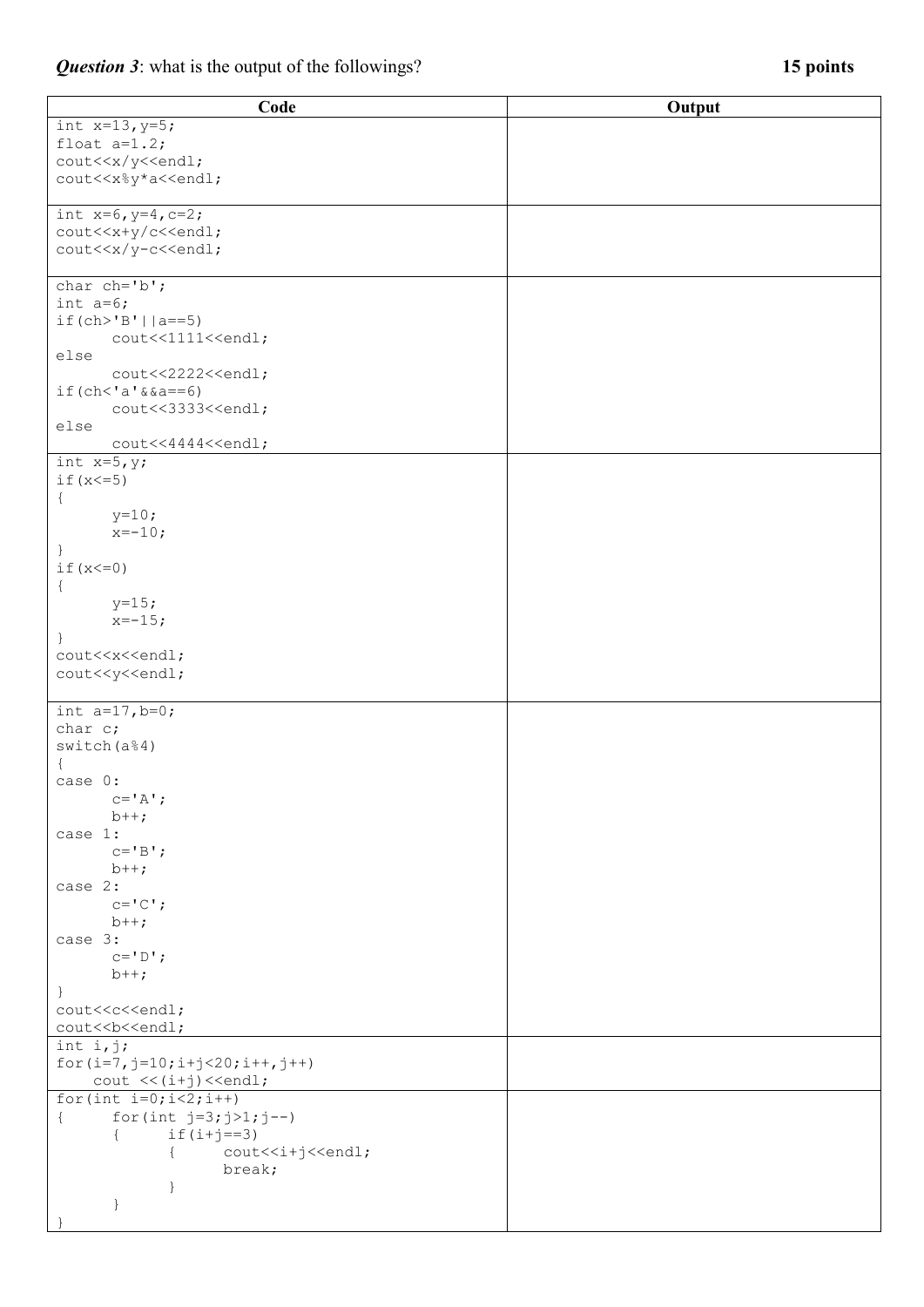***Question 3***: what is the output of the followings? **15 points**

<table>
<tr><th>Code</th><th>Output</th></tr>
<tr><td><pre><code>int x=13,y=5;
float a=1.2;
cout&lt;&lt;x/y&lt;&lt;endl;
cout&lt;&lt;x%y*a&lt;&lt;endl;</code></pre></td><td></td></tr>
<tr><td><pre><code>int x=6,y=4,c=2;
cout&lt;&lt;x+y/c&lt;&lt;endl;
cout&lt;&lt;x/y-c&lt;&lt;endl;</code></pre></td><td></td></tr>
<tr><td><pre><code>char ch='b';
int a=6;
if(ch&gt;'B'||a==5)
      cout&lt;&lt;1111&lt;&lt;endl;
else
      cout&lt;&lt;2222&lt;&lt;endl;
if(ch&lt;'a'&amp;&amp;a==6)
      cout&lt;&lt;3333&lt;&lt;endl;
else
      cout&lt;&lt;4444&lt;&lt;endl;</code></pre></td><td></td></tr>
<tr><td><pre><code>int x=5,y;
if(x&lt;=5)
{
      y=10;
      x=-10;
}
if(x&lt;=0)
{
      y=15;
      x=-15;
}
cout&lt;&lt;x&lt;&lt;endl;
cout&lt;&lt;y&lt;&lt;endl;</code></pre></td><td></td></tr>
<tr><td><pre><code>int a=17,b=0;
char c;
switch(a%4)
{
case 0:
      c='A';
      b++;
case 1:
      c='B';
      b++;
case 2:
      c='C';
      b++;
case 3:
      c='D';
      b++;
}
cout&lt;&lt;c&lt;&lt;endl;
cout&lt;&lt;b&lt;&lt;endl;</code></pre></td><td></td></tr>
<tr><td><pre><code>int i,j;
for(i=7,j=10;i+j&lt;20;i++,j++)
    cout &lt;&lt;(i+j)&lt;&lt;endl;</code></pre></td><td></td></tr>
<tr><td><pre><code>for(int i=0;i&lt;2;i++)
{     for(int j=3;j&gt;1;j--)
      {     if(i+j==3)
            {     cout&lt;&lt;i+j&lt;&lt;endl;
                  break;
            }
      }
}</code></pre></td><td></td></tr>
</table>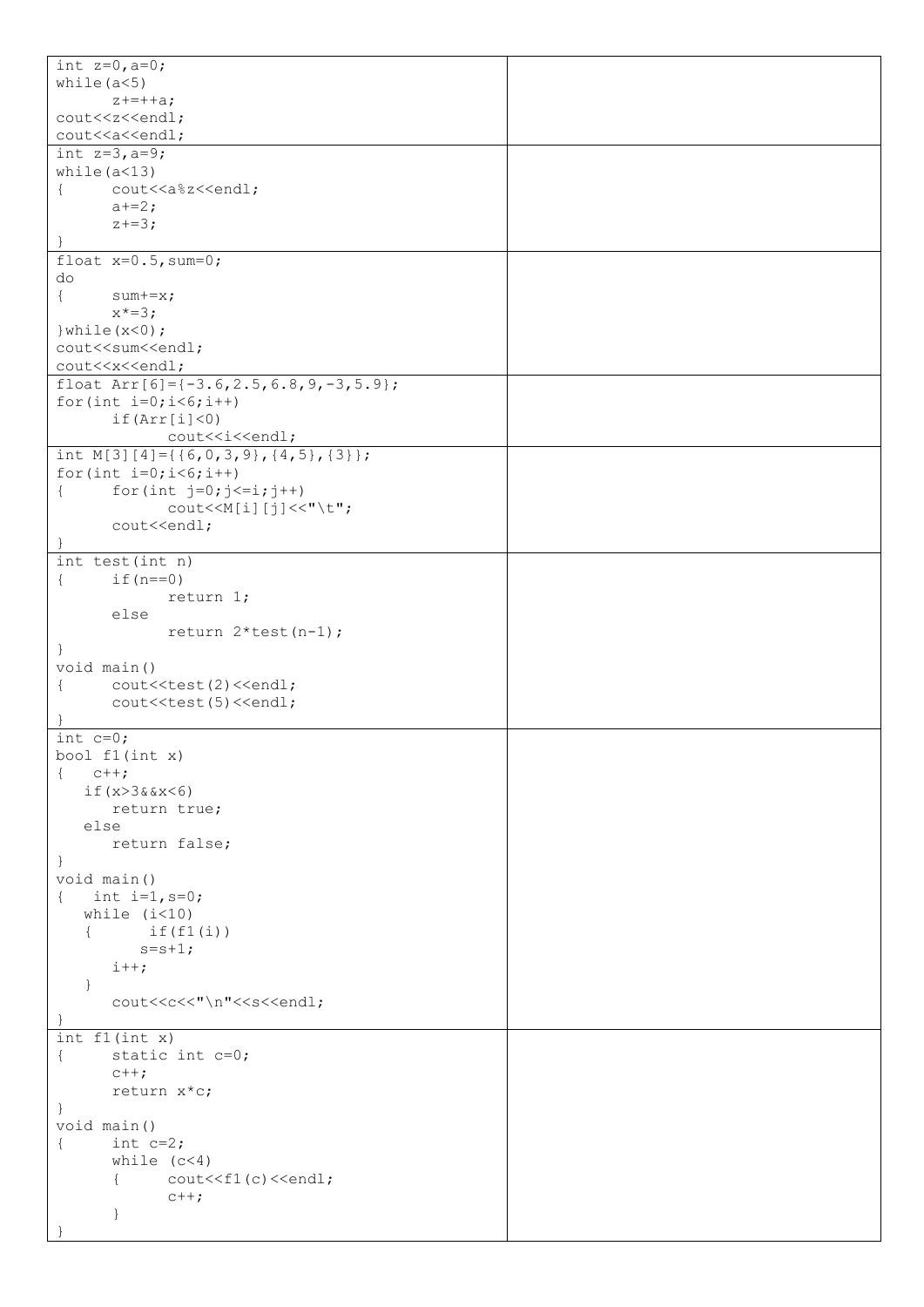| Code | |
|---|---|
| <pre>int z=0,a=0;<br>while(a<5)<br>      z+=++a;<br>cout<<z<<endl;<br>cout<<a<<endl;</pre> | |
| <pre>int z=3,a=9;<br>while(a<13)<br>{     cout<<a%z<<endl;<br>      a+=2;<br>      z+=3;<br>}</pre> | |
| <pre>float x=0.5,sum=0;<br>do<br>{     sum+=x;<br>      x*=3;<br>}while(x<0);<br>cout<<sum<<endl;<br>cout<<x<<endl;</pre> | |
| <pre>float Arr[6]={-3.6,2.5,6.8,9,-3,5.9};<br>for(int i=0;i<6;i++)<br>      if(Arr[i]<0)<br>            cout<<i<<endl;</pre> | |
| <pre>int M[3][4]={{6,0,3,9},{4,5},{3}};<br>for(int i=0;i<6;i++)<br>{     for(int j=0;j<=i;j++)<br>            cout<<M[i][j]<<"\t";<br>      cout<<endl;<br>}</pre> | |
| <pre>int test(int n)<br>{     if(n==0)<br>            return 1;<br>      else<br>            return 2*test(n-1);<br>}<br>void main()<br>{     cout<<test(2)<<endl;<br>      cout<<test(5)<<endl;<br>}</pre> | |
| <pre>int c=0;<br>bool f1(int x)<br>{   c++;<br>   if(x>3&&x<6)<br>      return true;<br>   else<br>      return false;<br>}<br>void main()<br>{   int i=1,s=0;<br>   while (i<10)<br>   {      if(f1(i))<br>         s=s+1;<br>      i++;<br>   }<br>      cout<<c<<"\n"<<s<<endl;<br>}</pre> | |
| <pre>int f1(int x)<br>{     static int c=0;<br>      c++;<br>      return x*c;<br>}<br>void main()<br>{     int c=2;<br>      while (c<4)<br>      {     cout<<f1(c)<<endl;<br>            c++;<br>      }<br>}</pre> | |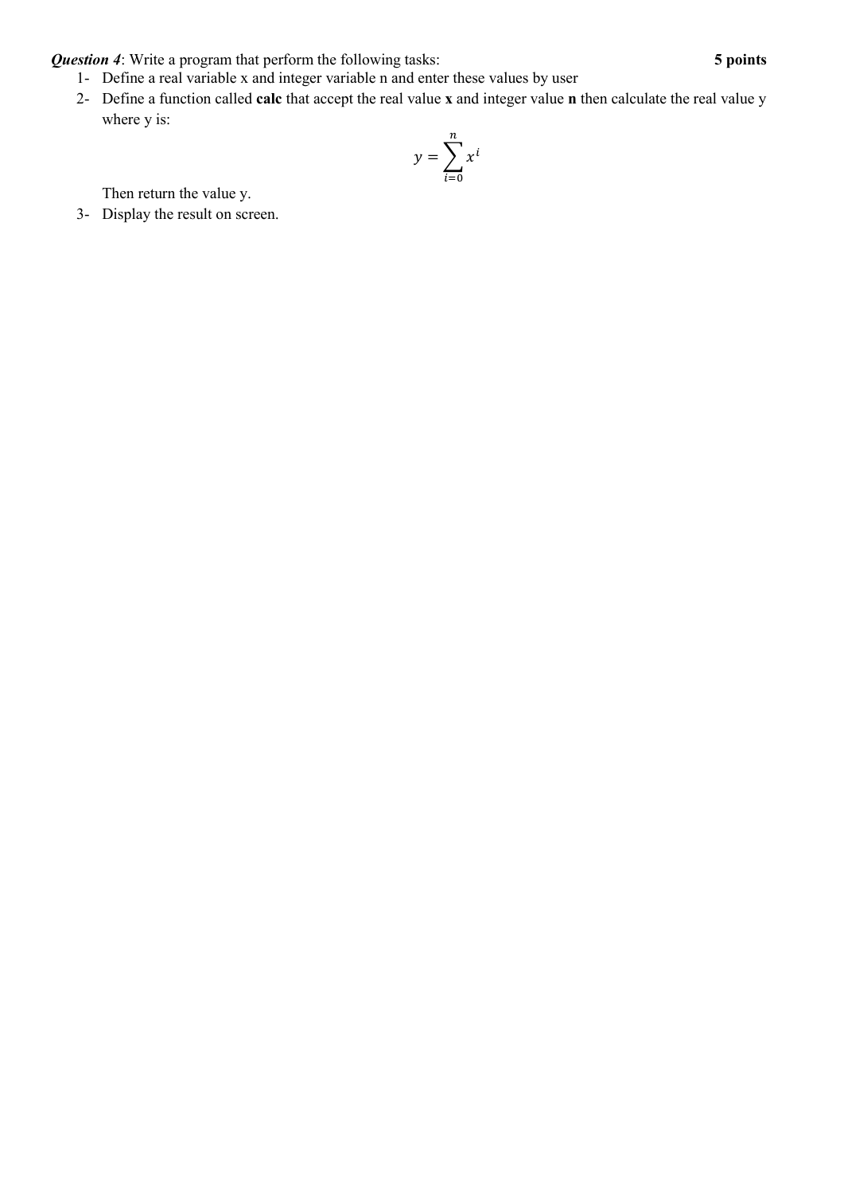***Question 4***: Write a program that perform the following tasks: **5 points**

1- Define a real variable x and integer variable n and enter these values by user

2- Define a function called **calc** that accept the real value **x** and integer value **n** then calculate the real value y where y is:

$$y = \sum_{i=0}^{n} x^i$$

Then return the value y.

3- Display the result on screen.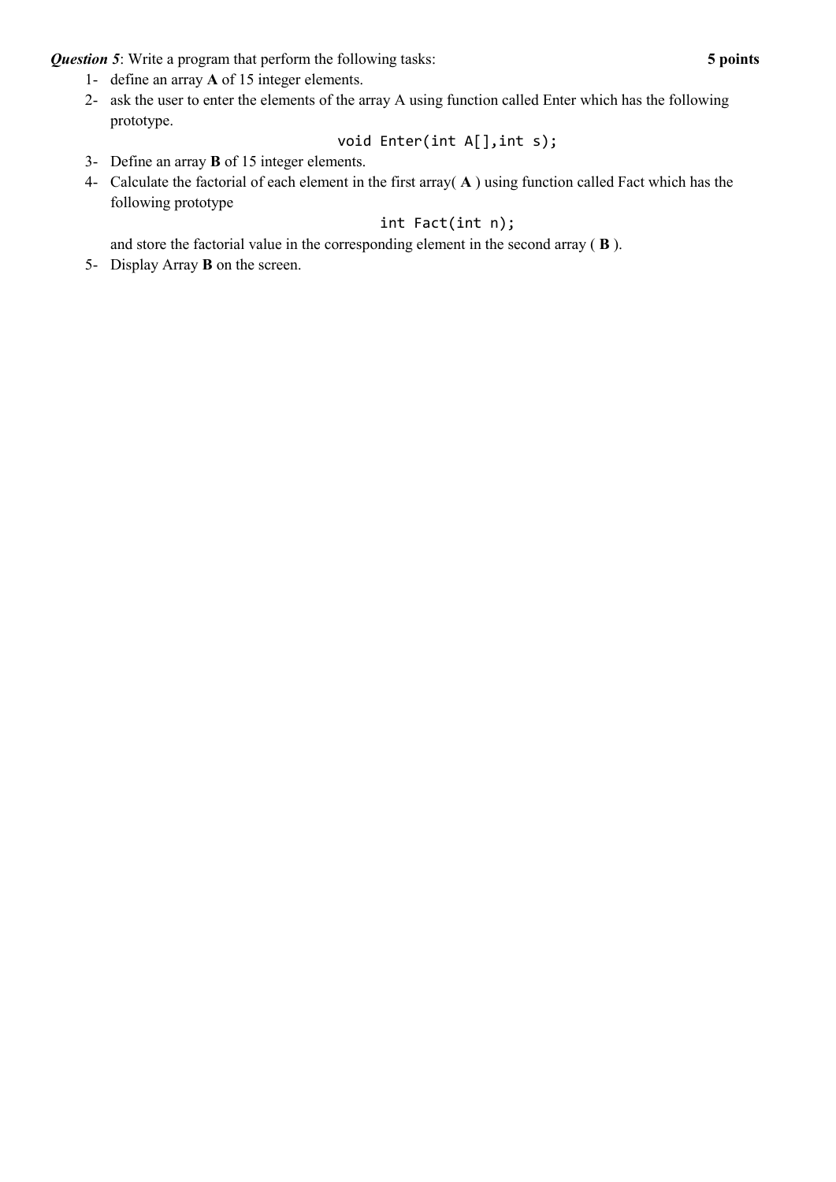***Question 5***: Write a program that perform the following tasks: **5 points**

1- define an array **A** of 15 integer elements.

2- ask the user to enter the elements of the array A using function called Enter which has the following prototype.

```
void Enter(int A[],int s);
```

3- Define an array **B** of 15 integer elements.

4- Calculate the factorial of each element in the first array( **A** ) using function called Fact which has the following prototype

```
int Fact(int n);
```

and store the factorial value in the corresponding element in the second array ( **B** ).

5- Display Array **B** on the screen.